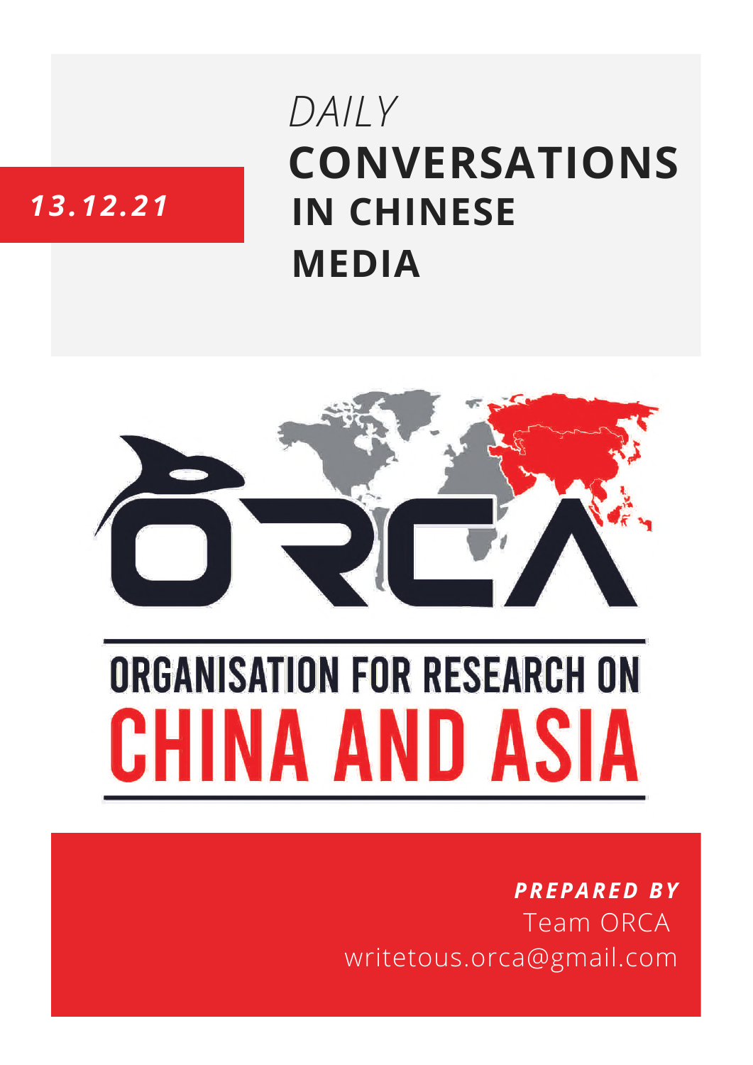13.12.21

# *DAILY* CONVERSATIONS IN CHINESE MEDIA

ORCA

ORGANISATION FOR RESEARCH ON CHINA AND ASIA

***PREPARED BY***
Team ORCA
writetous.orca@gmail.com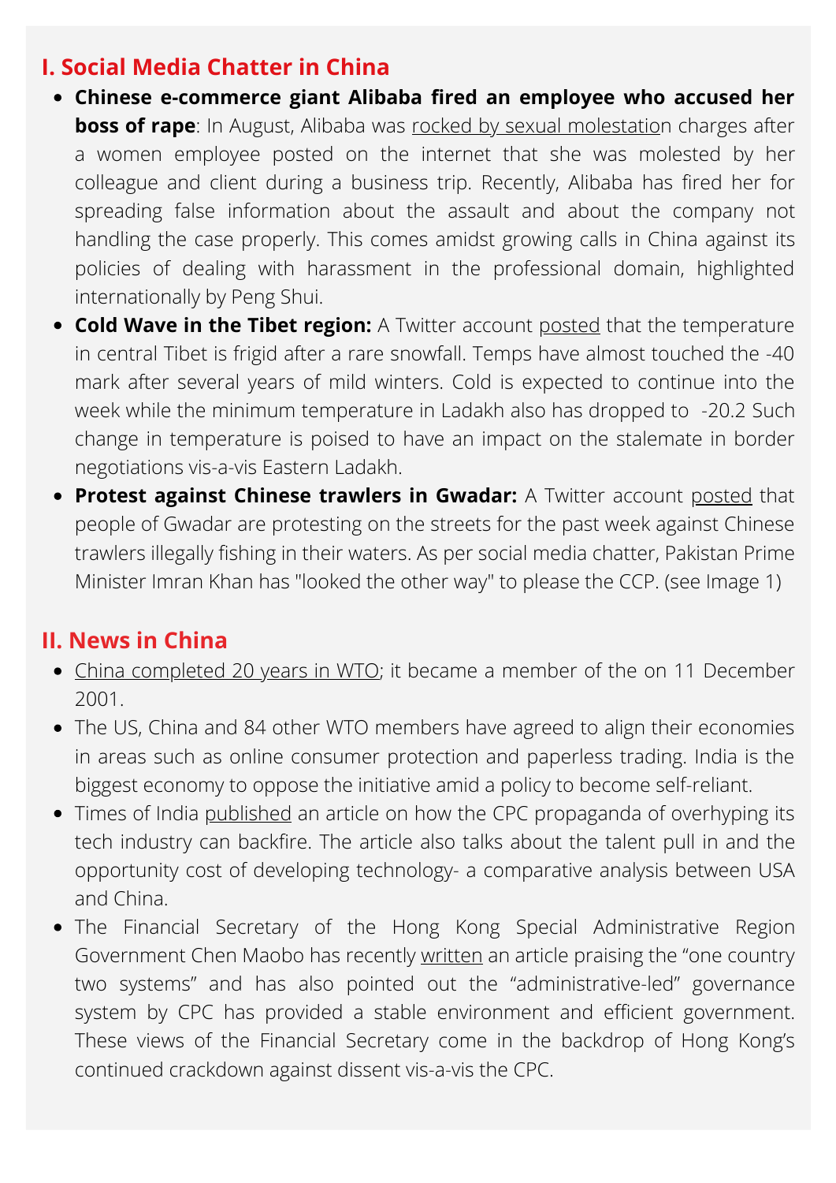## I. Social Media Chatter in China

- **Chinese e-commerce giant Alibaba fired an employee who accused her boss of rape**: In August, Alibaba was rocked by sexual molestation charges after a women employee posted on the internet that she was molested by her colleague and client during a business trip. Recently, Alibaba has fired her for spreading false information about the assault and about the company not handling the case properly. This comes amidst growing calls in China against its policies of dealing with harassment in the professional domain, highlighted internationally by Peng Shui.
- **Cold Wave in the Tibet region:** A Twitter account posted that the temperature in central Tibet is frigid after a rare snowfall. Temps have almost touched the -40 mark after several years of mild winters. Cold is expected to continue into the week while the minimum temperature in Ladakh also has dropped to -20.2 Such change in temperature is poised to have an impact on the stalemate in border negotiations vis-a-vis Eastern Ladakh.
- **Protest against Chinese trawlers in Gwadar:** A Twitter account posted that people of Gwadar are protesting on the streets for the past week against Chinese trawlers illegally fishing in their waters. As per social media chatter, Pakistan Prime Minister Imran Khan has "looked the other way" to please the CCP. (see Image 1)

## II. News in China

- China completed 20 years in WTO; it became a member of the on 11 December 2001.
- The US, China and 84 other WTO members have agreed to align their economies in areas such as online consumer protection and paperless trading. India is the biggest economy to oppose the initiative amid a policy to become self-reliant.
- Times of India published an article on how the CPC propaganda of overhyping its tech industry can backfire. The article also talks about the talent pull in and the opportunity cost of developing technology- a comparative analysis between USA and China.
- The Financial Secretary of the Hong Kong Special Administrative Region Government Chen Maobo has recently written an article praising the "one country two systems" and has also pointed out the "administrative-led" governance system by CPC has provided a stable environment and efficient government. These views of the Financial Secretary come in the backdrop of Hong Kong's continued crackdown against dissent vis-a-vis the CPC.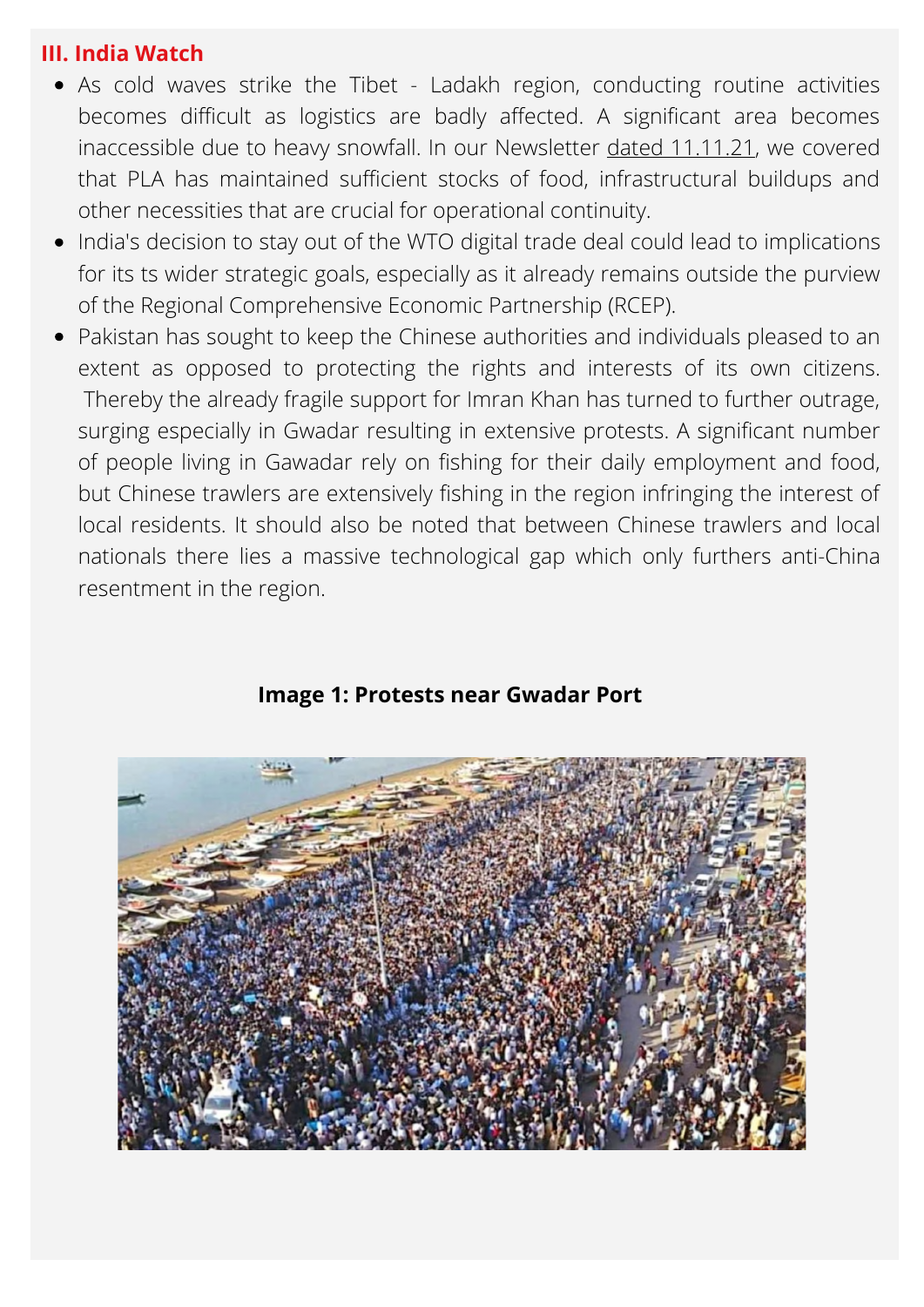### III. India Watch

- As cold waves strike the Tibet - Ladakh region, conducting routine activities becomes difficult as logistics are badly affected. A significant area becomes inaccessible due to heavy snowfall. In our Newsletter dated 11.11.21, we covered that PLA has maintained sufficient stocks of food, infrastructural buildups and other necessities that are crucial for operational continuity.
- India's decision to stay out of the WTO digital trade deal could lead to implications for its ts wider strategic goals, especially as it already remains outside the purview of the Regional Comprehensive Economic Partnership (RCEP).
- Pakistan has sought to keep the Chinese authorities and individuals pleased to an extent as opposed to protecting the rights and interests of its own citizens. Thereby the already fragile support for Imran Khan has turned to further outrage, surging especially in Gwadar resulting in extensive protests. A significant number of people living in Gawadar rely on fishing for their daily employment and food, but Chinese trawlers are extensively fishing in the region infringing the interest of local residents. It should also be noted that between Chinese trawlers and local nationals there lies a massive technological gap which only furthers anti-China resentment in the region.

**Image 1: Protests near Gwadar Port**